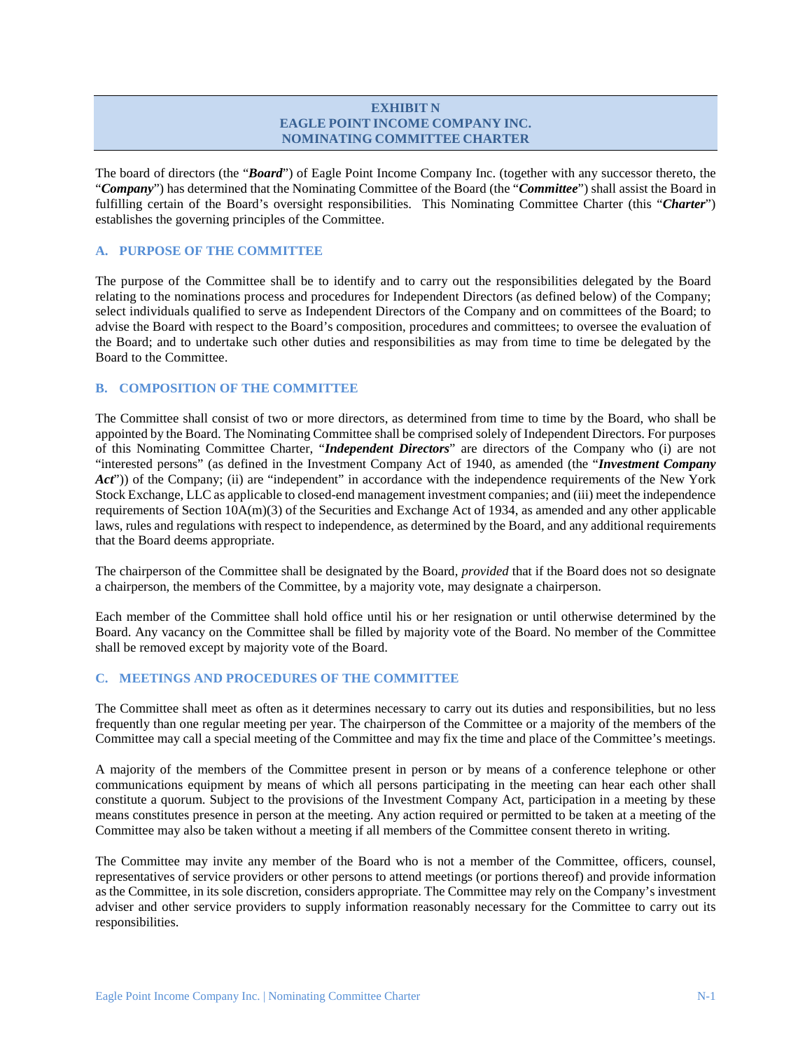# EXHIBIT N
# EAGLE POINT INCOME COMPANY INC.
# NOMINATING COMMITTEE CHARTER

The board of directors (the "***Board***") of Eagle Point Income Company Inc. (together with any successor thereto, the "***Company***") has determined that the Nominating Committee of the Board (the "***Committee***") shall assist the Board in fulfilling certain of the Board's oversight responsibilities. This Nominating Committee Charter (this "***Charter***") establishes the governing principles of the Committee.

## A. PURPOSE OF THE COMMITTEE

The purpose of the Committee shall be to identify and to carry out the responsibilities delegated by the Board relating to the nominations process and procedures for Independent Directors (as defined below) of the Company; select individuals qualified to serve as Independent Directors of the Company and on committees of the Board; to advise the Board with respect to the Board's composition, procedures and committees; to oversee the evaluation of the Board; and to undertake such other duties and responsibilities as may from time to time be delegated by the Board to the Committee.

## B. COMPOSITION OF THE COMMITTEE

The Committee shall consist of two or more directors, as determined from time to time by the Board, who shall be appointed by the Board. The Nominating Committee shall be comprised solely of Independent Directors. For purposes of this Nominating Committee Charter, "***Independent Directors***" are directors of the Company who (i) are not "interested persons" (as defined in the Investment Company Act of 1940, as amended (the "***Investment Company Act***")) of the Company; (ii) are "independent" in accordance with the independence requirements of the New York Stock Exchange, LLC as applicable to closed-end management investment companies; and (iii) meet the independence requirements of Section 10A(m)(3) of the Securities and Exchange Act of 1934, as amended and any other applicable laws, rules and regulations with respect to independence, as determined by the Board, and any additional requirements that the Board deems appropriate.

The chairperson of the Committee shall be designated by the Board, *provided* that if the Board does not so designate a chairperson, the members of the Committee, by a majority vote, may designate a chairperson.

Each member of the Committee shall hold office until his or her resignation or until otherwise determined by the Board. Any vacancy on the Committee shall be filled by majority vote of the Board. No member of the Committee shall be removed except by majority vote of the Board.

## C. MEETINGS AND PROCEDURES OF THE COMMITTEE

The Committee shall meet as often as it determines necessary to carry out its duties and responsibilities, but no less frequently than one regular meeting per year. The chairperson of the Committee or a majority of the members of the Committee may call a special meeting of the Committee and may fix the time and place of the Committee's meetings.

A majority of the members of the Committee present in person or by means of a conference telephone or other communications equipment by means of which all persons participating in the meeting can hear each other shall constitute a quorum. Subject to the provisions of the Investment Company Act, participation in a meeting by these means constitutes presence in person at the meeting. Any action required or permitted to be taken at a meeting of the Committee may also be taken without a meeting if all members of the Committee consent thereto in writing.

The Committee may invite any member of the Board who is not a member of the Committee, officers, counsel, representatives of service providers or other persons to attend meetings (or portions thereof) and provide information as the Committee, in its sole discretion, considers appropriate. The Committee may rely on the Company's investment adviser and other service providers to supply information reasonably necessary for the Committee to carry out its responsibilities.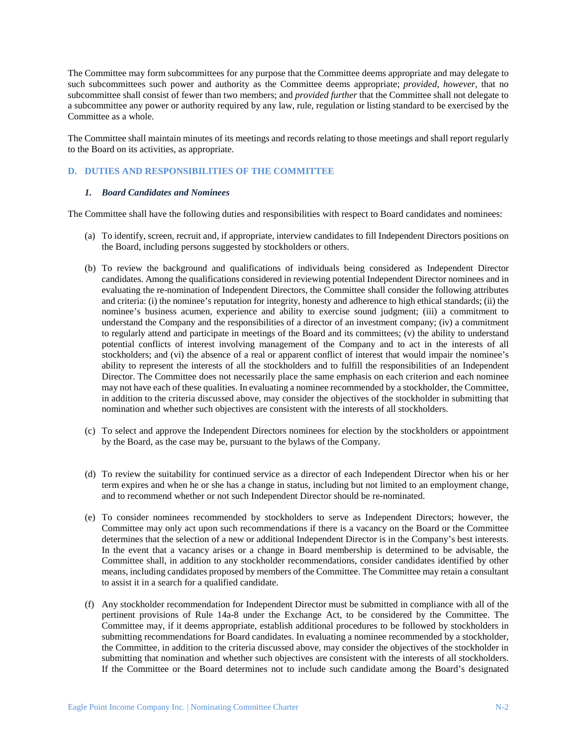The Committee may form subcommittees for any purpose that the Committee deems appropriate and may delegate to such subcommittees such power and authority as the Committee deems appropriate; *provided, however*, that no subcommittee shall consist of fewer than two members; and *provided further* that the Committee shall not delegate to a subcommittee any power or authority required by any law, rule, regulation or listing standard to be exercised by the Committee as a whole.

The Committee shall maintain minutes of its meetings and records relating to those meetings and shall report regularly to the Board on its activities, as appropriate.

## D. DUTIES AND RESPONSIBILITIES OF THE COMMITTEE

### *1. Board Candidates and Nominees*

The Committee shall have the following duties and responsibilities with respect to Board candidates and nominees:

(a) To identify, screen, recruit and, if appropriate, interview candidates to fill Independent Directors positions on the Board, including persons suggested by stockholders or others.

(b) To review the background and qualifications of individuals being considered as Independent Director candidates. Among the qualifications considered in reviewing potential Independent Director nominees and in evaluating the re-nomination of Independent Directors, the Committee shall consider the following attributes and criteria: (i) the nominee's reputation for integrity, honesty and adherence to high ethical standards; (ii) the nominee's business acumen, experience and ability to exercise sound judgment; (iii) a commitment to understand the Company and the responsibilities of a director of an investment company; (iv) a commitment to regularly attend and participate in meetings of the Board and its committees; (v) the ability to understand potential conflicts of interest involving management of the Company and to act in the interests of all stockholders; and (vi) the absence of a real or apparent conflict of interest that would impair the nominee's ability to represent the interests of all the stockholders and to fulfill the responsibilities of an Independent Director. The Committee does not necessarily place the same emphasis on each criterion and each nominee may not have each of these qualities. In evaluating a nominee recommended by a stockholder, the Committee, in addition to the criteria discussed above, may consider the objectives of the stockholder in submitting that nomination and whether such objectives are consistent with the interests of all stockholders.

(c) To select and approve the Independent Directors nominees for election by the stockholders or appointment by the Board, as the case may be, pursuant to the bylaws of the Company.

(d) To review the suitability for continued service as a director of each Independent Director when his or her term expires and when he or she has a change in status, including but not limited to an employment change, and to recommend whether or not such Independent Director should be re-nominated.

(e) To consider nominees recommended by stockholders to serve as Independent Directors; however, the Committee may only act upon such recommendations if there is a vacancy on the Board or the Committee determines that the selection of a new or additional Independent Director is in the Company's best interests. In the event that a vacancy arises or a change in Board membership is determined to be advisable, the Committee shall, in addition to any stockholder recommendations, consider candidates identified by other means, including candidates proposed by members of the Committee. The Committee may retain a consultant to assist it in a search for a qualified candidate.

(f) Any stockholder recommendation for Independent Director must be submitted in compliance with all of the pertinent provisions of Rule 14a-8 under the Exchange Act, to be considered by the Committee. The Committee may, if it deems appropriate, establish additional procedures to be followed by stockholders in submitting recommendations for Board candidates. In evaluating a nominee recommended by a stockholder, the Committee, in addition to the criteria discussed above, may consider the objectives of the stockholder in submitting that nomination and whether such objectives are consistent with the interests of all stockholders. If the Committee or the Board determines not to include such candidate among the Board's designated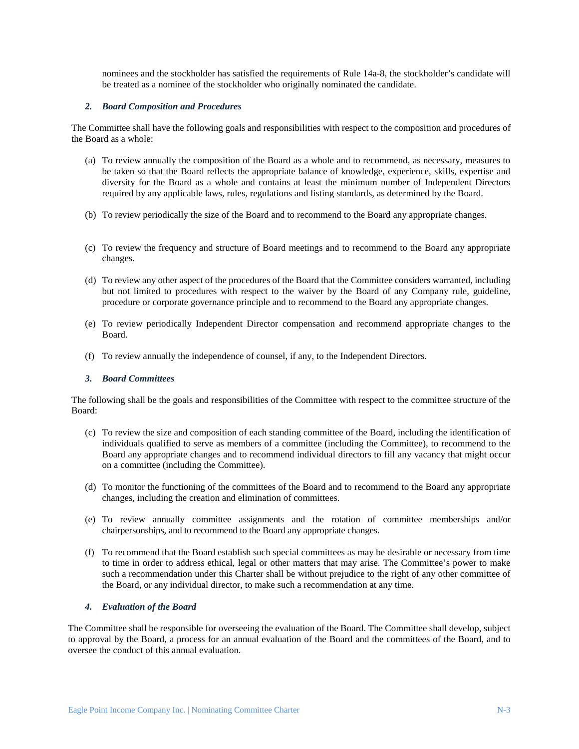nominees and the stockholder has satisfied the requirements of Rule 14a-8, the stockholder's candidate will be treated as a nominee of the stockholder who originally nominated the candidate.

### *2. Board Composition and Procedures*

The Committee shall have the following goals and responsibilities with respect to the composition and procedures of the Board as a whole:

(a) To review annually the composition of the Board as a whole and to recommend, as necessary, measures to be taken so that the Board reflects the appropriate balance of knowledge, experience, skills, expertise and diversity for the Board as a whole and contains at least the minimum number of Independent Directors required by any applicable laws, rules, regulations and listing standards, as determined by the Board.

(b) To review periodically the size of the Board and to recommend to the Board any appropriate changes.

(c) To review the frequency and structure of Board meetings and to recommend to the Board any appropriate changes.

(d) To review any other aspect of the procedures of the Board that the Committee considers warranted, including but not limited to procedures with respect to the waiver by the Board of any Company rule, guideline, procedure or corporate governance principle and to recommend to the Board any appropriate changes.

(e) To review periodically Independent Director compensation and recommend appropriate changes to the Board.

(f) To review annually the independence of counsel, if any, to the Independent Directors.

### *3. Board Committees*

The following shall be the goals and responsibilities of the Committee with respect to the committee structure of the Board:

(c) To review the size and composition of each standing committee of the Board, including the identification of individuals qualified to serve as members of a committee (including the Committee), to recommend to the Board any appropriate changes and to recommend individual directors to fill any vacancy that might occur on a committee (including the Committee).

(d) To monitor the functioning of the committees of the Board and to recommend to the Board any appropriate changes, including the creation and elimination of committees.

(e) To review annually committee assignments and the rotation of committee memberships and/or chairpersonships, and to recommend to the Board any appropriate changes.

(f) To recommend that the Board establish such special committees as may be desirable or necessary from time to time in order to address ethical, legal or other matters that may arise. The Committee's power to make such a recommendation under this Charter shall be without prejudice to the right of any other committee of the Board, or any individual director, to make such a recommendation at any time.

### *4. Evaluation of the Board*

The Committee shall be responsible for overseeing the evaluation of the Board. The Committee shall develop, subject to approval by the Board, a process for an annual evaluation of the Board and the committees of the Board, and to oversee the conduct of this annual evaluation.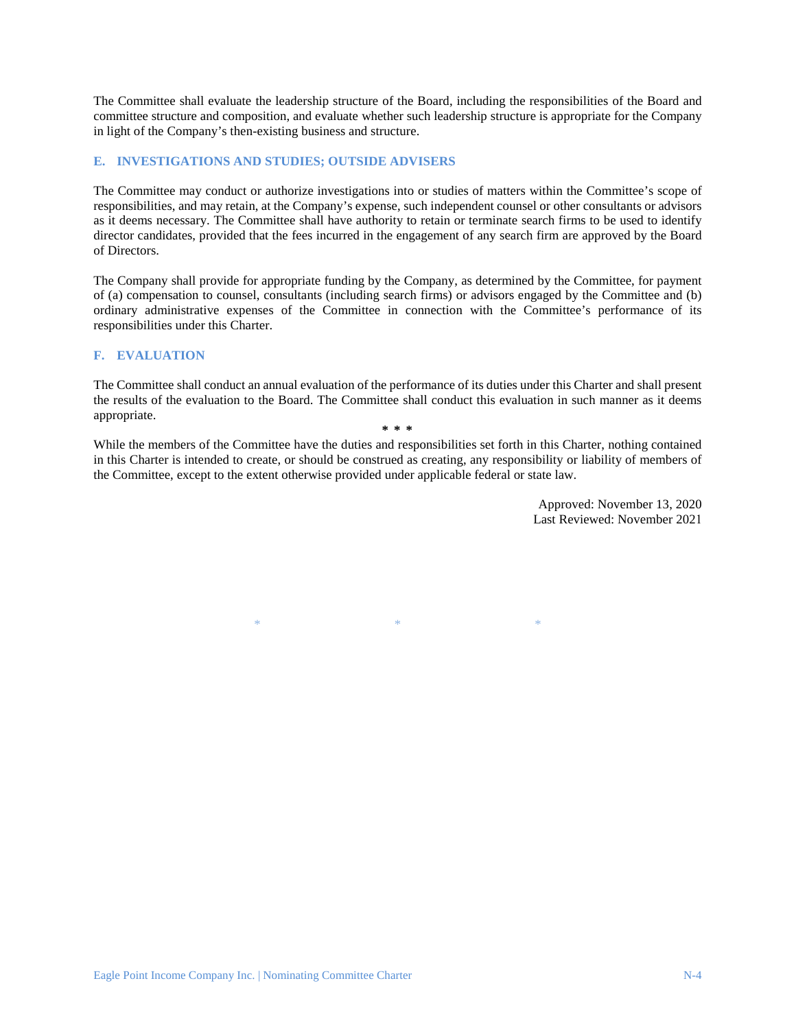The Committee shall evaluate the leadership structure of the Board, including the responsibilities of the Board and committee structure and composition, and evaluate whether such leadership structure is appropriate for the Company in light of the Company's then-existing business and structure.

## E. INVESTIGATIONS AND STUDIES; OUTSIDE ADVISERS

The Committee may conduct or authorize investigations into or studies of matters within the Committee's scope of responsibilities, and may retain, at the Company's expense, such independent counsel or other consultants or advisors as it deems necessary. The Committee shall have authority to retain or terminate search firms to be used to identify director candidates, provided that the fees incurred in the engagement of any search firm are approved by the Board of Directors.

The Company shall provide for appropriate funding by the Company, as determined by the Committee, for payment of (a) compensation to counsel, consultants (including search firms) or advisors engaged by the Committee and (b) ordinary administrative expenses of the Committee in connection with the Committee's performance of its responsibilities under this Charter.

## F. EVALUATION

The Committee shall conduct an annual evaluation of the performance of its duties under this Charter and shall present the results of the evaluation to the Board. The Committee shall conduct this evaluation in such manner as it deems appropriate.

**\* \* \***

While the members of the Committee have the duties and responsibilities set forth in this Charter, nothing contained in this Charter is intended to create, or should be construed as creating, any responsibility or liability of members of the Committee, except to the extent otherwise provided under applicable federal or state law.

Approved: November 13, 2020
Last Reviewed: November 2021

\* \* \*